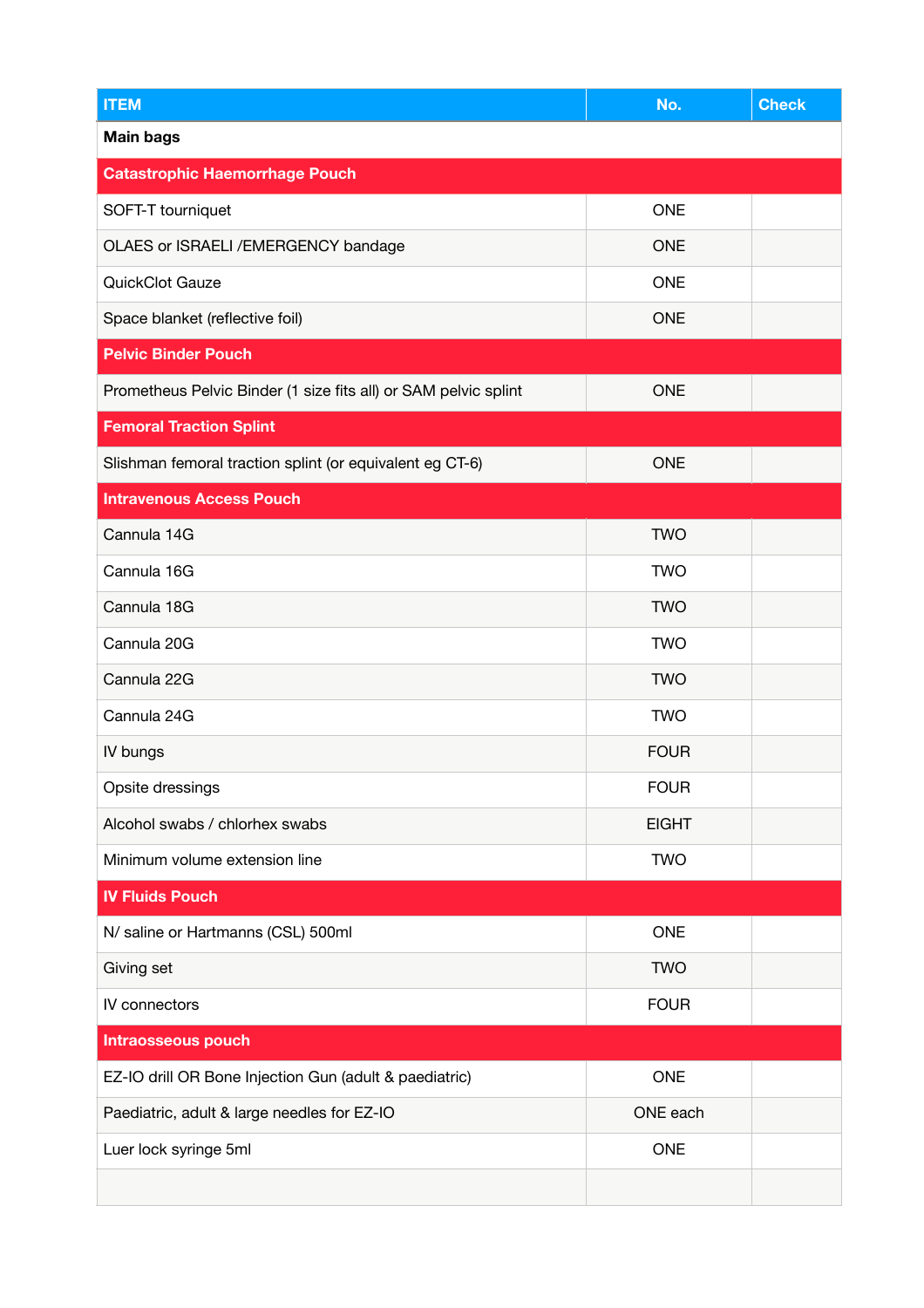| ITEM | No. | Check |
|---|---|---|
| **Main bags** | | |
| **Catastrophic Haemorrhage Pouch** | | |
| SOFT-T tourniquet | ONE | |
| OLAES or ISRAELI /EMERGENCY bandage | ONE | |
| QuickClot Gauze | ONE | |
| Space blanket (reflective foil) | ONE | |
| **Pelvic Binder Pouch** | | |
| Prometheus Pelvic Binder (1 size fits all) or SAM pelvic splint | ONE | |
| **Femoral Traction Splint** | | |
| Slishman femoral traction splint (or equivalent eg CT-6) | ONE | |
| **Intravenous Access Pouch** | | |
| Cannula 14G | TWO | |
| Cannula 16G | TWO | |
| Cannula 18G | TWO | |
| Cannula 20G | TWO | |
| Cannula 22G | TWO | |
| Cannula 24G | TWO | |
| IV bungs | FOUR | |
| Opsite dressings | FOUR | |
| Alcohol swabs / chlorhex swabs | EIGHT | |
| Minimum volume extension line | TWO | |
| **IV Fluids Pouch** | | |
| N/ saline or Hartmanns (CSL) 500ml | ONE | |
| Giving set | TWO | |
| IV connectors | FOUR | |
| **Intraosseous pouch** | | |
| EZ-IO drill OR Bone Injection Gun (adult & paediatric) | ONE | |
| Paediatric, adult & large needles for EZ-IO | ONE each | |
| Luer lock syringe 5ml | ONE | |
| | | |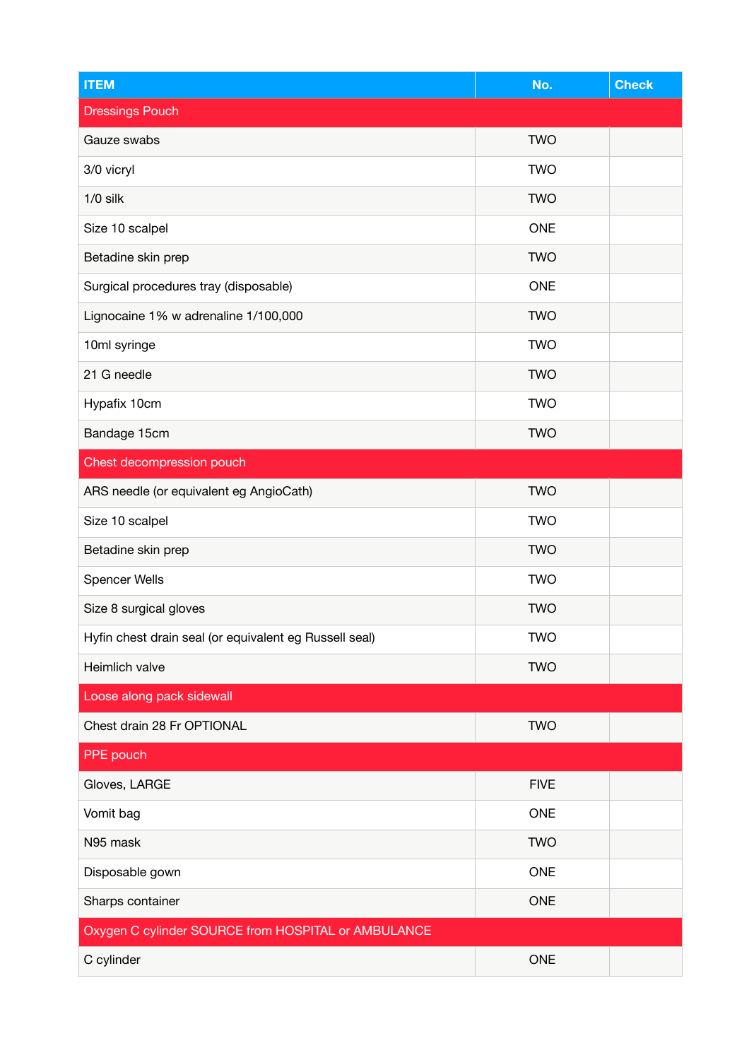| ITEM | No. | Check |
|---|---|---|
| Dressings Pouch | | |
| Gauze swabs | TWO | |
| 3/0 vicryl | TWO | |
| 1/0 silk | TWO | |
| Size 10 scalpel | ONE | |
| Betadine skin prep | TWO | |
| Surgical procedures tray (disposable) | ONE | |
| Lignocaine 1% w adrenaline 1/100,000 | TWO | |
| 10ml syringe | TWO | |
| 21 G needle | TWO | |
| Hypafix 10cm | TWO | |
| Bandage 15cm | TWO | |
| Chest decompression pouch | | |
| ARS needle (or equivalent eg AngioCath) | TWO | |
| Size 10 scalpel | TWO | |
| Betadine skin prep | TWO | |
| Spencer Wells | TWO | |
| Size 8 surgical gloves | TWO | |
| Hyfin chest drain seal (or equivalent eg Russell seal) | TWO | |
| Heimlich valve | TWO | |
| Loose along pack sidewall | | |
| Chest drain 28 Fr OPTIONAL | TWO | |
| PPE pouch | | |
| Gloves, LARGE | FIVE | |
| Vomit bag | ONE | |
| N95 mask | TWO | |
| Disposable gown | ONE | |
| Sharps container | ONE | |
| Oxygen C cylinder SOURCE from HOSPITAL or AMBULANCE | | |
| C cylinder | ONE | |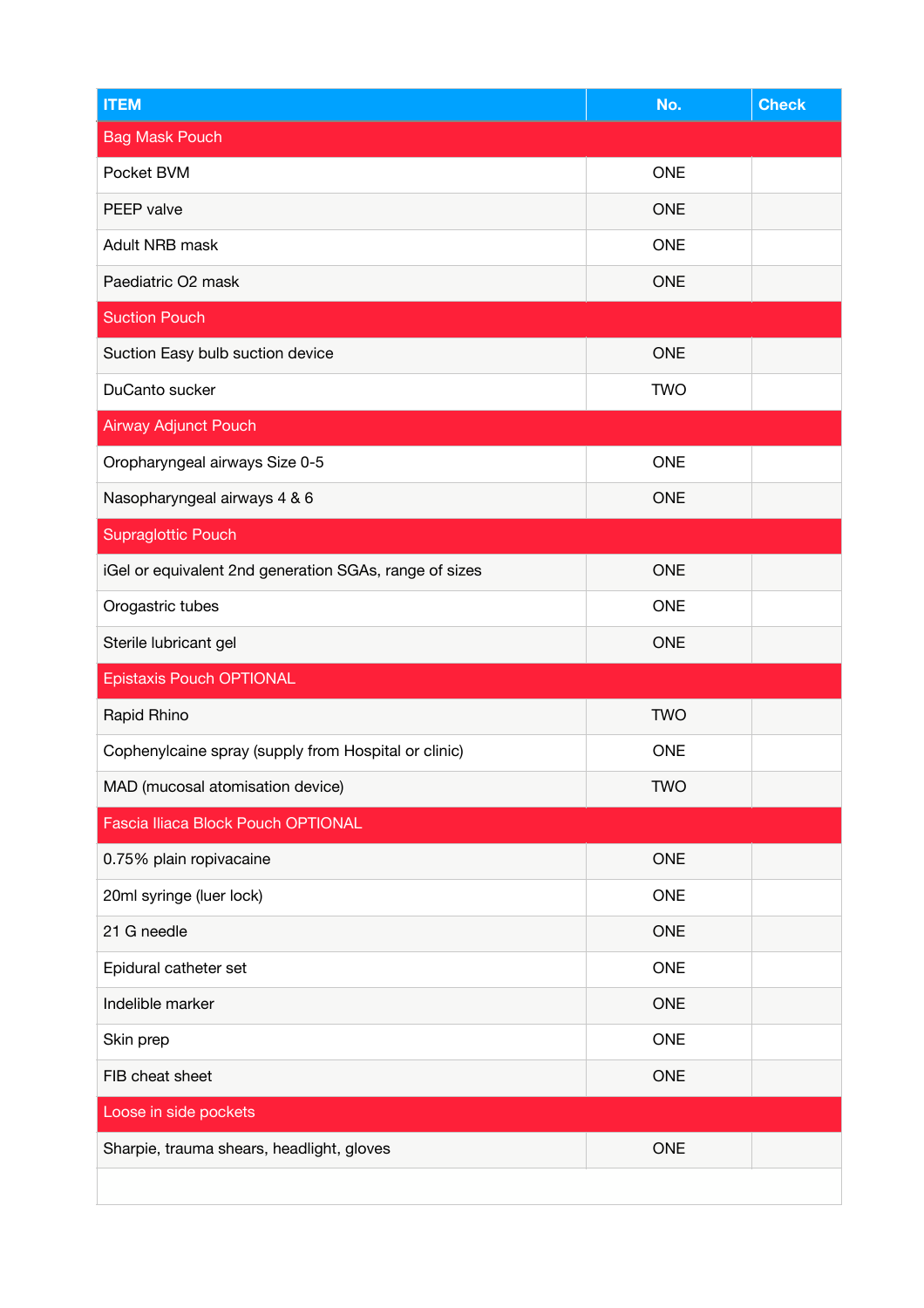| ITEM | No. | Check |
|---|---|---|
| Bag Mask Pouch | | |
| Pocket BVM | ONE | |
| PEEP valve | ONE | |
| Adult NRB mask | ONE | |
| Paediatric O2 mask | ONE | |
| Suction Pouch | | |
| Suction Easy bulb suction device | ONE | |
| DuCanto sucker | TWO | |
| Airway Adjunct Pouch | | |
| Oropharyngeal airways Size 0-5 | ONE | |
| Nasopharyngeal airways 4 & 6 | ONE | |
| Supraglottic Pouch | | |
| iGel or equivalent 2nd generation SGAs, range of sizes | ONE | |
| Orogastric tubes | ONE | |
| Sterile lubricant gel | ONE | |
| Epistaxis Pouch OPTIONAL | | |
| Rapid Rhino | TWO | |
| Cophenylcaine spray (supply from Hospital or clinic) | ONE | |
| MAD (mucosal atomisation device) | TWO | |
| Fascia Iliaca Block Pouch OPTIONAL | | |
| 0.75% plain ropivacaine | ONE | |
| 20ml syringe (luer lock) | ONE | |
| 21 G needle | ONE | |
| Epidural catheter set | ONE | |
| Indelible marker | ONE | |
| Skin prep | ONE | |
| FIB cheat sheet | ONE | |
| Loose in side pockets | | |
| Sharpie, trauma shears, headlight, gloves | ONE | |
| | | |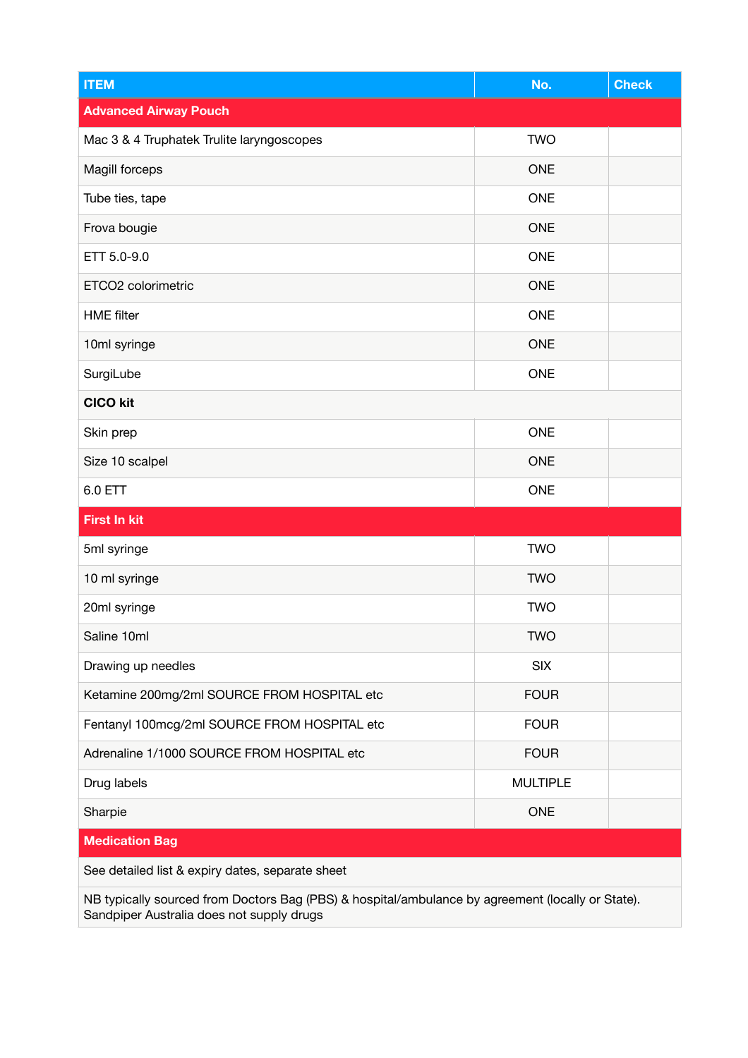| ITEM | No. | Check |
| --- | --- | --- |
| **Advanced Airway Pouch** | | |
| Mac 3 & 4 Truphatek Trulite laryngoscopes | TWO | |
| Magill forceps | ONE | |
| Tube ties, tape | ONE | |
| Frova bougie | ONE | |
| ETT 5.0-9.0 | ONE | |
| ETCO2 colorimetric | ONE | |
| HME filter | ONE | |
| 10ml syringe | ONE | |
| SurgiLube | ONE | |
| **CICO kit** | | |
| Skin prep | ONE | |
| Size 10 scalpel | ONE | |
| 6.0 ETT | ONE | |
| **First In kit** | | |
| 5ml syringe | TWO | |
| 10 ml syringe | TWO | |
| 20ml syringe | TWO | |
| Saline 10ml | TWO | |
| Drawing up needles | SIX | |
| Ketamine 200mg/2ml SOURCE FROM HOSPITAL etc | FOUR | |
| Fentanyl 100mcg/2ml SOURCE FROM HOSPITAL etc | FOUR | |
| Adrenaline 1/1000 SOURCE FROM HOSPITAL etc | FOUR | |
| Drug labels | MULTIPLE | |
| Sharpie | ONE | |
| **Medication Bag** | | |
| See detailed list & expiry dates, separate sheet | | |
| NB typically sourced from Doctors Bag (PBS) & hospital/ambulance by agreement (locally or State). Sandpiper Australia does not supply drugs | | |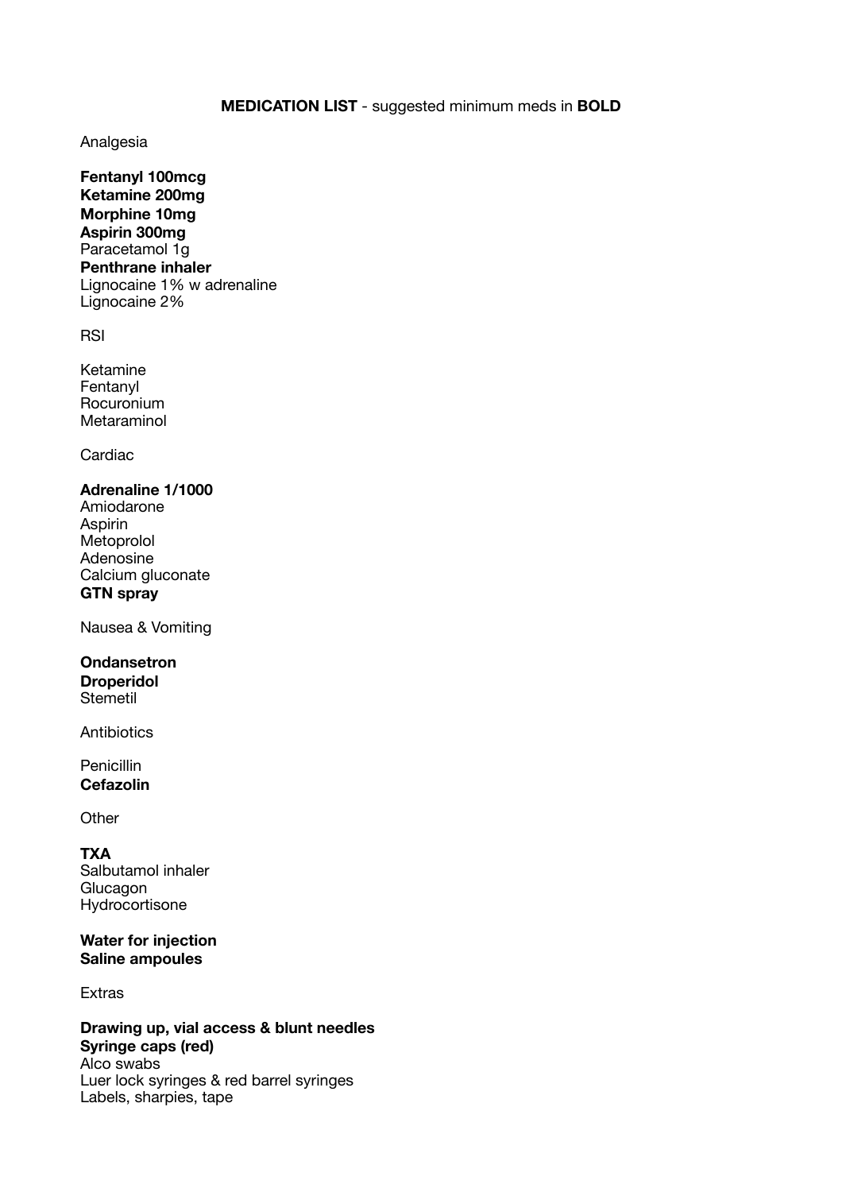**MEDICATION LIST** - suggested minimum meds in **BOLD**

Analgesia

**Fentanyl 100mcg**
**Ketamine 200mg**
**Morphine 10mg**
**Aspirin 300mg**
Paracetamol 1g
**Penthrane inhaler**
Lignocaine 1% w adrenaline
Lignocaine 2%

RSI

Ketamine
Fentanyl
Rocuronium
Metaraminol

Cardiac

**Adrenaline 1/1000**
Amiodarone
Aspirin
Metoprolol
Adenosine
Calcium gluconate
**GTN spray**

Nausea & Vomiting

**Ondansetron**
**Droperidol**
Stemetil

Antibiotics

Penicillin
**Cefazolin**

Other

**TXA**
Salbutamol inhaler
Glucagon
Hydrocortisone

**Water for injection**
**Saline ampoules**

Extras

**Drawing up, vial access & blunt needles**
**Syringe caps (red)**
Alco swabs
Luer lock syringes & red barrel syringes
Labels, sharpies, tape